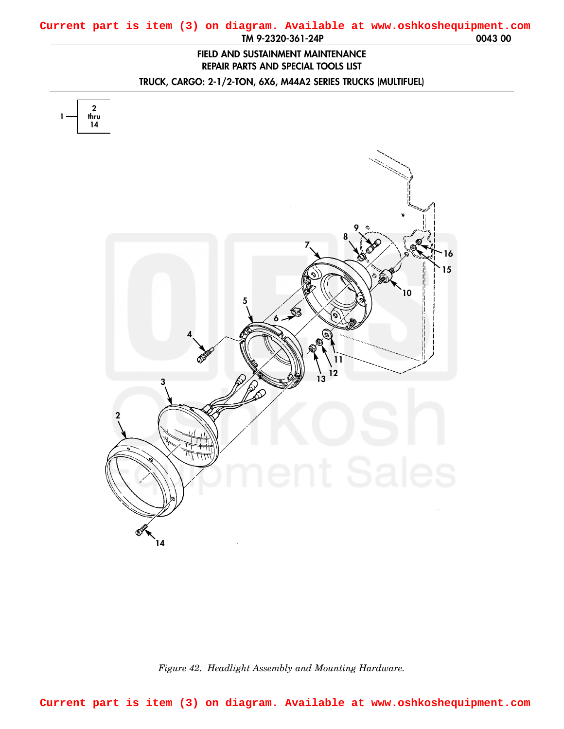Current part is item (3) on diagram. Available at www.oshkoshequipment.com

# FIELD AND SUSTAINMENT MAINTENANCE REPAIR PARTS AND SPECIAL TOOLS LIST

## TRUCK, CARGO: 2-1/2-TON, 6X6, M44A2 SERIES TRUCKS (MULTIFUEL)

1 — 2 thru 14

*Figure 42. Headlight Assembly and Mounting Hardware.*

Current part is item (3) on diagram. Available at www.oshkoshequipment.com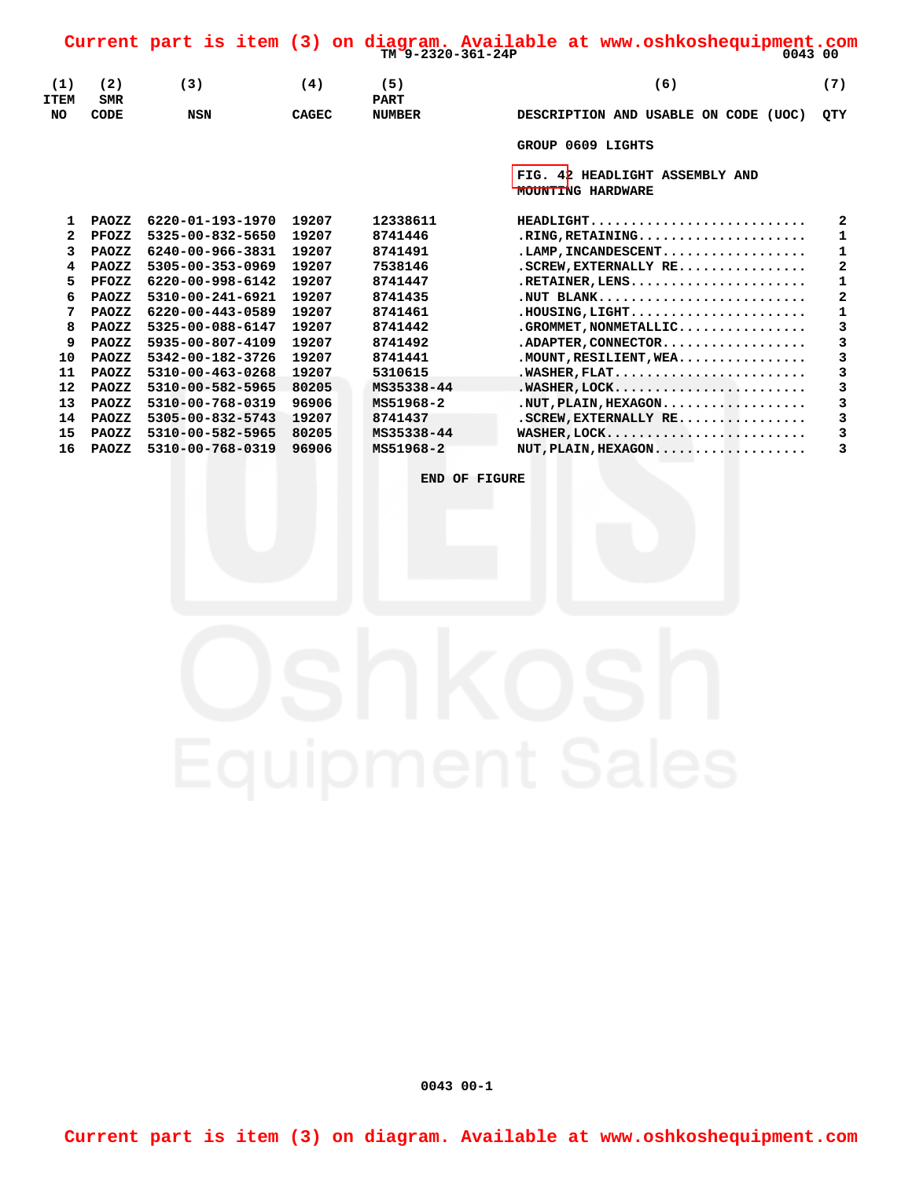Current part is item (3) on diagram. Available at www.oshkoshequipment.com

| (1) ITEM NO | (2) SMR CODE | (3) NSN | (4) CAGEC | (5) PART NUMBER | (6) DESCRIPTION AND USABLE ON CODE (UOC) | (7) QTY |
|---|---|---|---|---|---|---|
| | | | | | GROUP 0609 LIGHTS | |
| | | | | | FIG. 42 HEADLIGHT ASSEMBLY AND MOUNTING HARDWARE | |
| 1 | PAOZZ | 6220-01-193-1970 | 19207 | 12338611 | HEADLIGHT........................... | 2 |
| 2 | PFOZZ | 5325-00-832-5650 | 19207 | 8741446 | .RING,RETAINING..................... | 1 |
| 3 | PAOZZ | 6240-00-966-3831 | 19207 | 8741491 | .LAMP,INCANDESCENT.................. | 1 |
| 4 | PAOZZ | 5305-00-353-0969 | 19207 | 7538146 | .SCREW,EXTERNALLY RE................ | 2 |
| 5 | PFOZZ | 6220-00-998-6142 | 19207 | 8741447 | .RETAINER,LENS...................... | 1 |
| 6 | PAOZZ | 5310-00-241-6921 | 19207 | 8741435 | .NUT BLANK.......................... | 2 |
| 7 | PAOZZ | 6220-00-443-0589 | 19207 | 8741461 | .HOUSING,LIGHT...................... | 1 |
| 8 | PAOZZ | 5325-00-088-6147 | 19207 | 8741442 | .GROMMET,NONMETALLIC................ | 3 |
| 9 | PAOZZ | 5935-00-807-4109 | 19207 | 8741492 | .ADAPTER,CONNECTOR.................. | 3 |
| 10 | PAOZZ | 5342-00-182-3726 | 19207 | 8741441 | .MOUNT,RESILIENT,WEA................ | 3 |
| 11 | PAOZZ | 5310-00-463-0268 | 19207 | 5310615 | .WASHER,FLAT........................ | 3 |
| 12 | PAOZZ | 5310-00-582-5965 | 80205 | MS35338-44 | .WASHER,LOCK........................ | 3 |
| 13 | PAOZZ | 5310-00-768-0319 | 96906 | MS51968-2 | .NUT,PLAIN,HEXAGON.................. | 3 |
| 14 | PAOZZ | 5305-00-832-5743 | 19207 | 8741437 | .SCREW,EXTERNALLY RE................ | 3 |
| 15 | PAOZZ | 5310-00-582-5965 | 80205 | MS35338-44 | WASHER,LOCK......................... | 3 |
| 16 | PAOZZ | 5310-00-768-0319 | 96906 | MS51968-2 | NUT,PLAIN,HEXAGON................... | 3 |

END OF FIGURE

Current part is item (3) on diagram. Available at www.oshkoshequipment.com